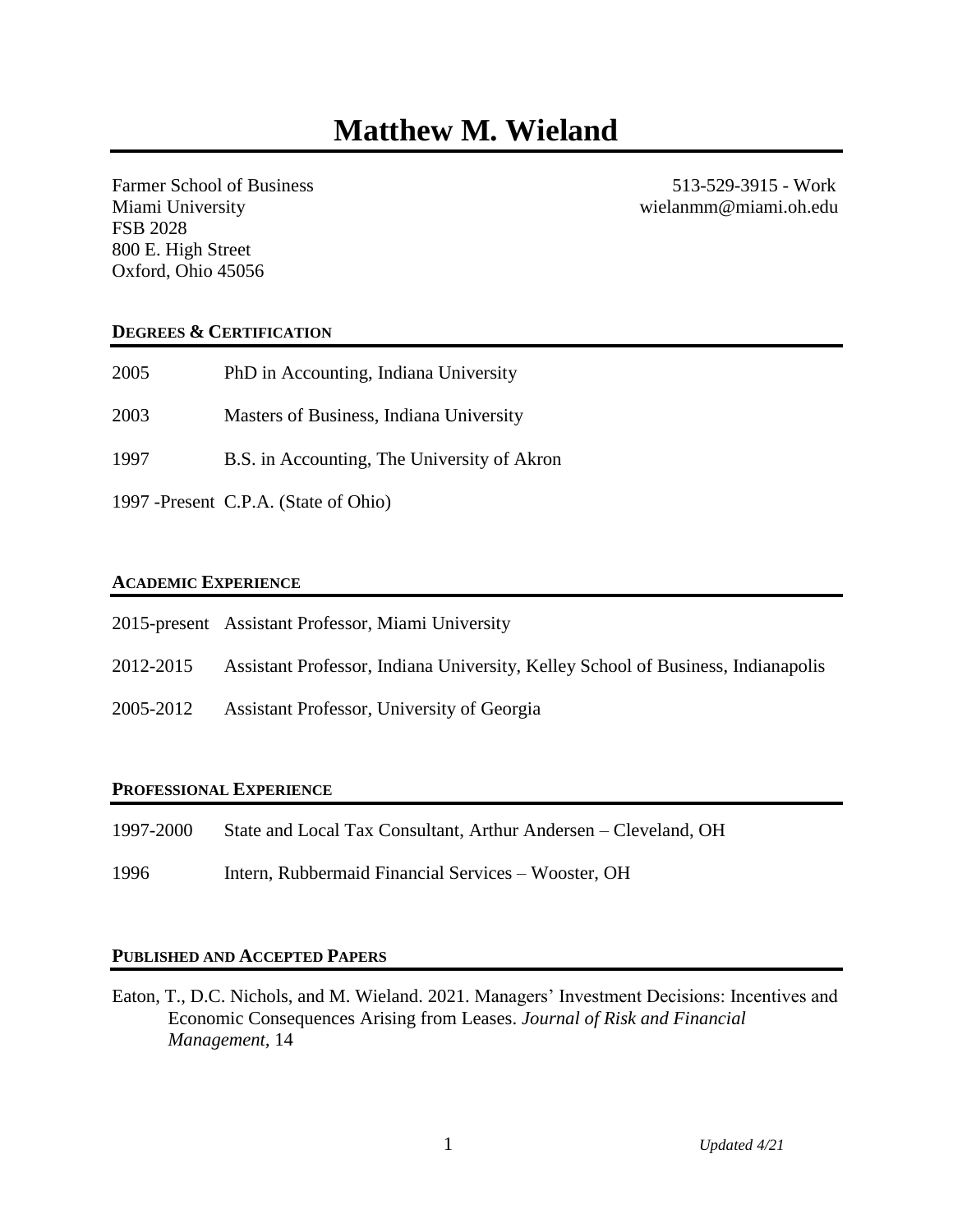# Matthew M. Wieland

Farmer School of Business
Miami University
FSB 2028
800 E. High Street
Oxford, Ohio 45056

513-529-3915 - Work
wielanmm@miami.oh.edu

## DEGREES & CERTIFICATION

2005 PhD in Accounting, Indiana University

2003 Masters of Business, Indiana University

1997 B.S. in Accounting, The University of Akron

1997 -Present C.P.A. (State of Ohio)

## ACADEMIC EXPERIENCE

2015-present Assistant Professor, Miami University

2012-2015 Assistant Professor, Indiana University, Kelley School of Business, Indianapolis

2005-2012 Assistant Professor, University of Georgia

## PROFESSIONAL EXPERIENCE

1997-2000 State and Local Tax Consultant, Arthur Andersen – Cleveland, OH

1996 Intern, Rubbermaid Financial Services – Wooster, OH

## PUBLISHED AND ACCEPTED PAPERS

Eaton, T., D.C. Nichols, and M. Wieland. 2021. Managers' Investment Decisions: Incentives and Economic Consequences Arising from Leases. *Journal of Risk and Financial Management*, 14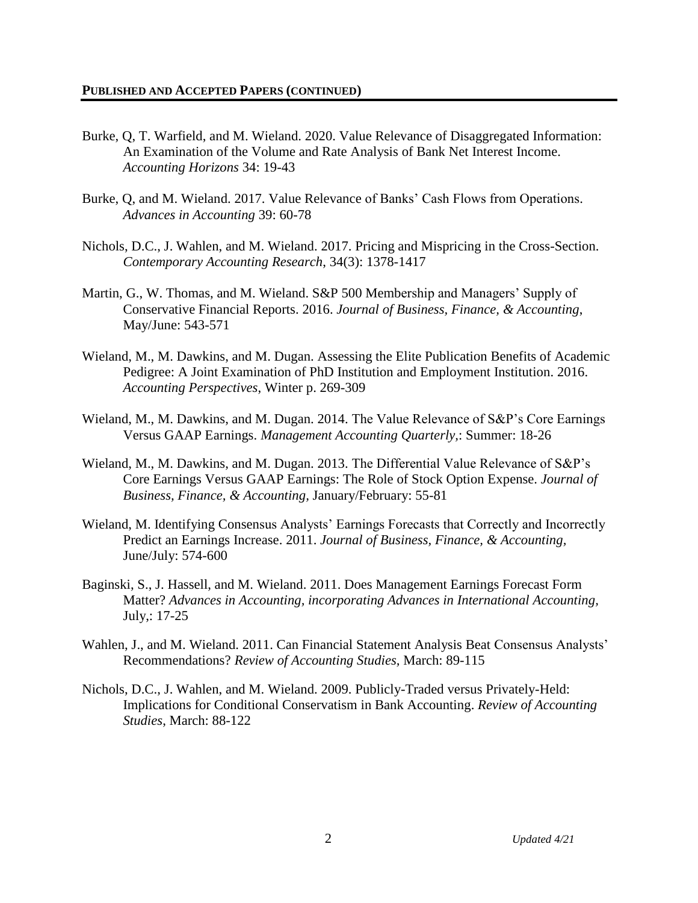## PUBLISHED AND ACCEPTED PAPERS (CONTINUED)

Burke, Q, T. Warfield, and M. Wieland. 2020. Value Relevance of Disaggregated Information: An Examination of the Volume and Rate Analysis of Bank Net Interest Income. *Accounting Horizons* 34: 19-43

Burke, Q, and M. Wieland. 2017. Value Relevance of Banks' Cash Flows from Operations. *Advances in Accounting* 39: 60-78

Nichols, D.C., J. Wahlen, and M. Wieland. 2017. Pricing and Mispricing in the Cross-Section. *Contemporary Accounting Research*, 34(3): 1378-1417

Martin, G., W. Thomas, and M. Wieland. S&P 500 Membership and Managers' Supply of Conservative Financial Reports. 2016. *Journal of Business, Finance, & Accounting*, May/June: 543-571

Wieland, M., M. Dawkins, and M. Dugan. Assessing the Elite Publication Benefits of Academic Pedigree: A Joint Examination of PhD Institution and Employment Institution. 2016. *Accounting Perspectives*, Winter p. 269-309

Wieland, M., M. Dawkins, and M. Dugan. 2014. The Value Relevance of S&P's Core Earnings Versus GAAP Earnings. *Management Accounting Quarterly*,: Summer: 18-26

Wieland, M., M. Dawkins, and M. Dugan. 2013. The Differential Value Relevance of S&P's Core Earnings Versus GAAP Earnings: The Role of Stock Option Expense. *Journal of Business, Finance, & Accounting*, January/February: 55-81

Wieland, M. Identifying Consensus Analysts' Earnings Forecasts that Correctly and Incorrectly Predict an Earnings Increase. 2011. *Journal of Business, Finance, & Accounting*, June/July: 574-600

Baginski, S., J. Hassell, and M. Wieland. 2011. Does Management Earnings Forecast Form Matter? *Advances in Accounting, incorporating Advances in International Accounting*, July,: 17-25

Wahlen, J., and M. Wieland. 2011. Can Financial Statement Analysis Beat Consensus Analysts' Recommendations? *Review of Accounting Studies*, March: 89-115

Nichols, D.C., J. Wahlen, and M. Wieland. 2009. Publicly-Traded versus Privately-Held: Implications for Conditional Conservatism in Bank Accounting. *Review of Accounting Studies*, March: 88-122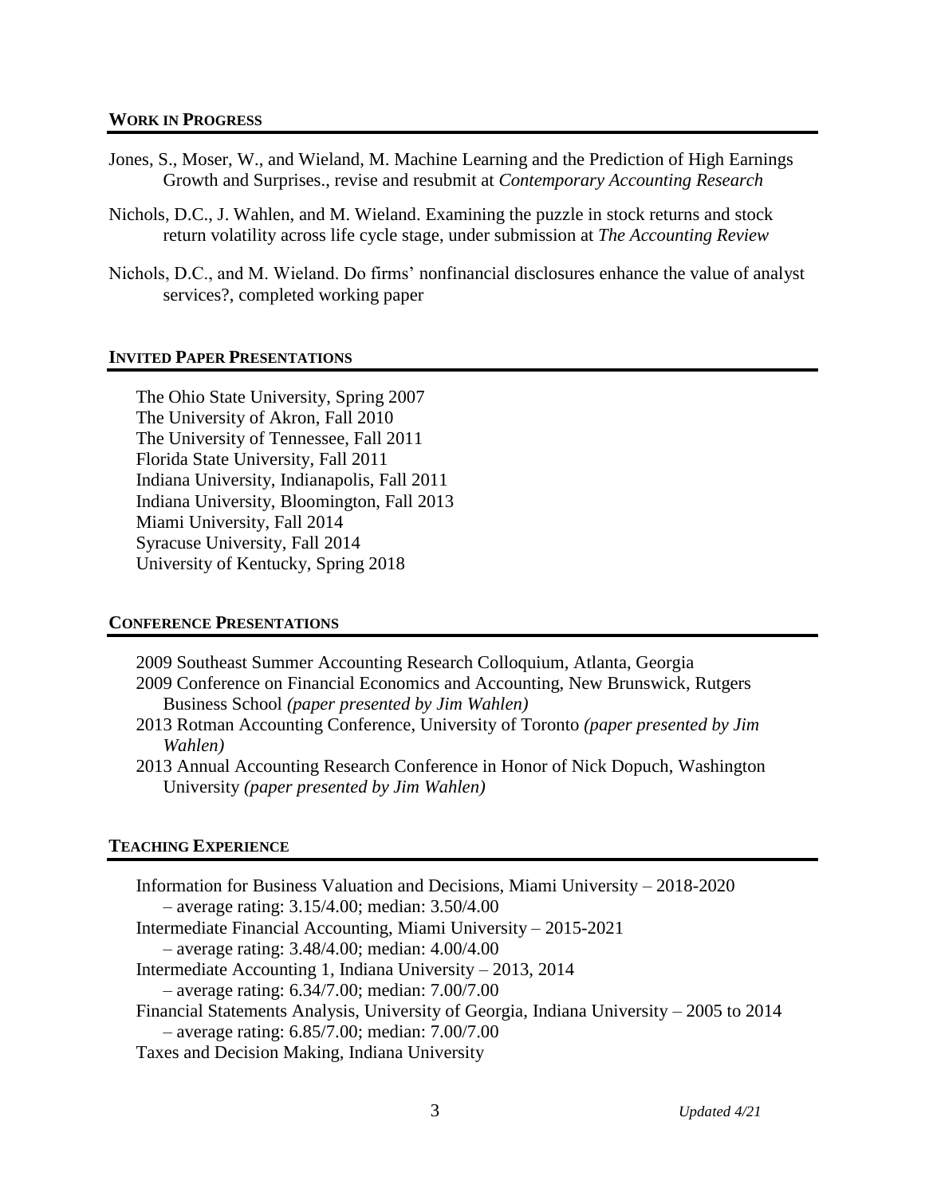## WORK IN PROGRESS

Jones, S., Moser, W., and Wieland, M. Machine Learning and the Prediction of High Earnings Growth and Surprises., revise and resubmit at *Contemporary Accounting Research*

Nichols, D.C., J. Wahlen, and M. Wieland. Examining the puzzle in stock returns and stock return volatility across life cycle stage, under submission at *The Accounting Review*

Nichols, D.C., and M. Wieland. Do firms' nonfinancial disclosures enhance the value of analyst services?, completed working paper

## INVITED PAPER PRESENTATIONS

The Ohio State University, Spring 2007
The University of Akron, Fall 2010
The University of Tennessee, Fall 2011
Florida State University, Fall 2011
Indiana University, Indianapolis, Fall 2011
Indiana University, Bloomington, Fall 2013
Miami University, Fall 2014
Syracuse University, Fall 2014
University of Kentucky, Spring 2018

## CONFERENCE PRESENTATIONS

2009 Southeast Summer Accounting Research Colloquium, Atlanta, Georgia
2009 Conference on Financial Economics and Accounting, New Brunswick, Rutgers Business School *(paper presented by Jim Wahlen)*
2013 Rotman Accounting Conference, University of Toronto *(paper presented by Jim Wahlen)*
2013 Annual Accounting Research Conference in Honor of Nick Dopuch, Washington University *(paper presented by Jim Wahlen)*

## TEACHING EXPERIENCE

Information for Business Valuation and Decisions, Miami University – 2018-2020
– average rating: 3.15/4.00; median: 3.50/4.00
Intermediate Financial Accounting, Miami University – 2015-2021
– average rating: 3.48/4.00; median: 4.00/4.00
Intermediate Accounting 1, Indiana University – 2013, 2014
– average rating: 6.34/7.00; median: 7.00/7.00
Financial Statements Analysis, University of Georgia, Indiana University – 2005 to 2014
– average rating: 6.85/7.00; median: 7.00/7.00
Taxes and Decision Making, Indiana University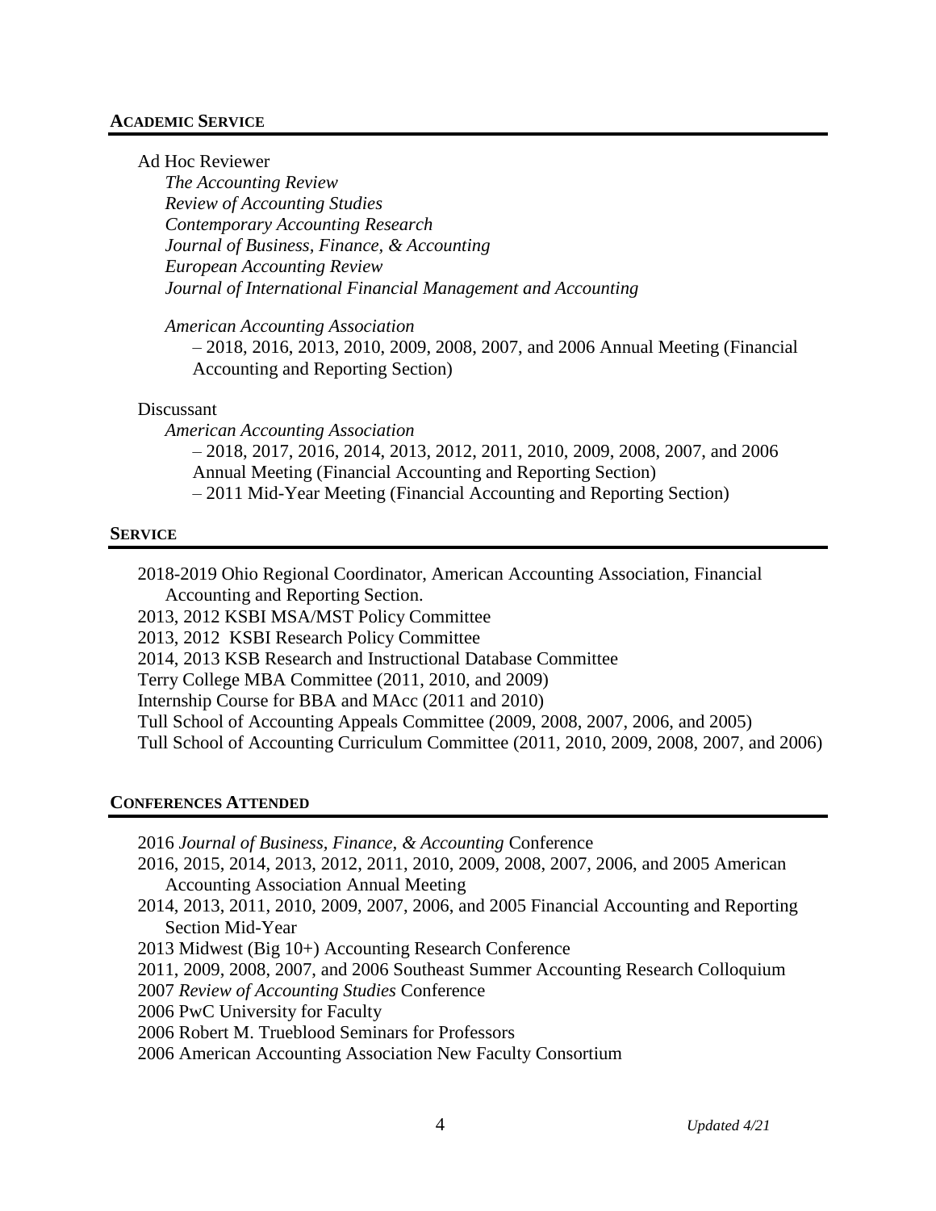## ACADEMIC SERVICE

Ad Hoc Reviewer
- *The Accounting Review*
- *Review of Accounting Studies*
- *Contemporary Accounting Research*
- *Journal of Business, Finance, & Accounting*
- *European Accounting Review*
- *Journal of International Financial Management and Accounting*

*American Accounting Association*
– 2018, 2016, 2013, 2010, 2009, 2008, 2007, and 2006 Annual Meeting (Financial Accounting and Reporting Section)

Discussant

*American Accounting Association*
– 2018, 2017, 2016, 2014, 2013, 2012, 2011, 2010, 2009, 2008, 2007, and 2006 Annual Meeting (Financial Accounting and Reporting Section)
– 2011 Mid-Year Meeting (Financial Accounting and Reporting Section)

## SERVICE

2018-2019 Ohio Regional Coordinator, American Accounting Association, Financial Accounting and Reporting Section.
2013, 2012 KSBI MSA/MST Policy Committee
2013, 2012 KSBI Research Policy Committee
2014, 2013 KSB Research and Instructional Database Committee
Terry College MBA Committee (2011, 2010, and 2009)
Internship Course for BBA and MAcc (2011 and 2010)
Tull School of Accounting Appeals Committee (2009, 2008, 2007, 2006, and 2005)
Tull School of Accounting Curriculum Committee (2011, 2010, 2009, 2008, 2007, and 2006)

## CONFERENCES ATTENDED

2016 *Journal of Business, Finance, & Accounting* Conference
2016, 2015, 2014, 2013, 2012, 2011, 2010, 2009, 2008, 2007, 2006, and 2005 American Accounting Association Annual Meeting
2014, 2013, 2011, 2010, 2009, 2007, 2006, and 2005 Financial Accounting and Reporting Section Mid-Year
2013 Midwest (Big 10+) Accounting Research Conference
2011, 2009, 2008, 2007, and 2006 Southeast Summer Accounting Research Colloquium
2007 *Review of Accounting Studies* Conference
2006 PwC University for Faculty
2006 Robert M. Trueblood Seminars for Professors
2006 American Accounting Association New Faculty Consortium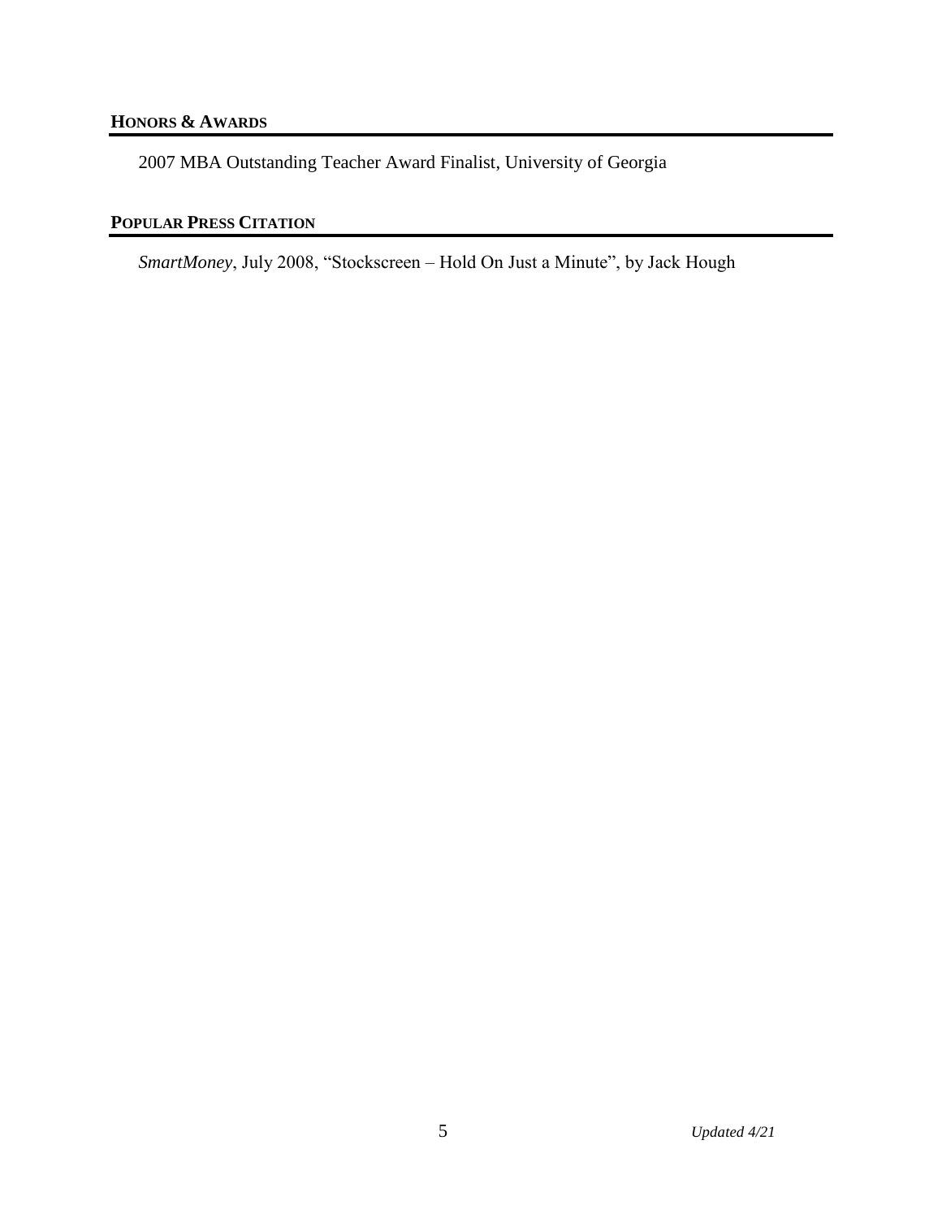## HONORS & AWARDS

2007 MBA Outstanding Teacher Award Finalist, University of Georgia

## POPULAR PRESS CITATION

*SmartMoney*, July 2008, "Stockscreen – Hold On Just a Minute", by Jack Hough

*Updated 4/21*